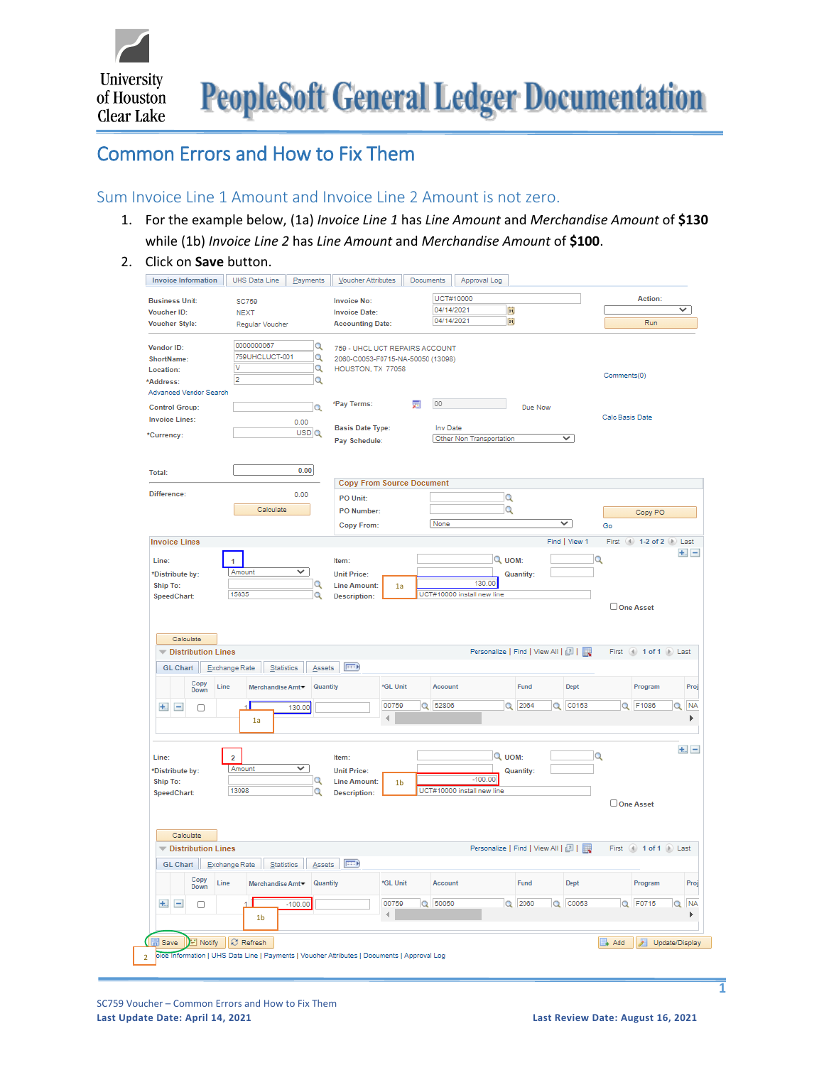University of Houston Clear Lake

# PeopleSoft General Ledger Documentation

## Common Errors and How to Fix Them

### Sum Invoice Line 1 Amount and Invoice Line 2 Amount is not zero.

1. For the example below, (1a) *Invoice Line 1* has *Line Amount* and *Merchandise Amount* of **$130** while (1b) *Invoice Line 2* has *Line Amount* and *Merchandise Amount* of **$100**.
2. Click on **Save** button.

SC759 Voucher – Common Errors and How to Fix Them
**Last Update Date: April 14, 2021** **Last Review Date: August 16, 2021**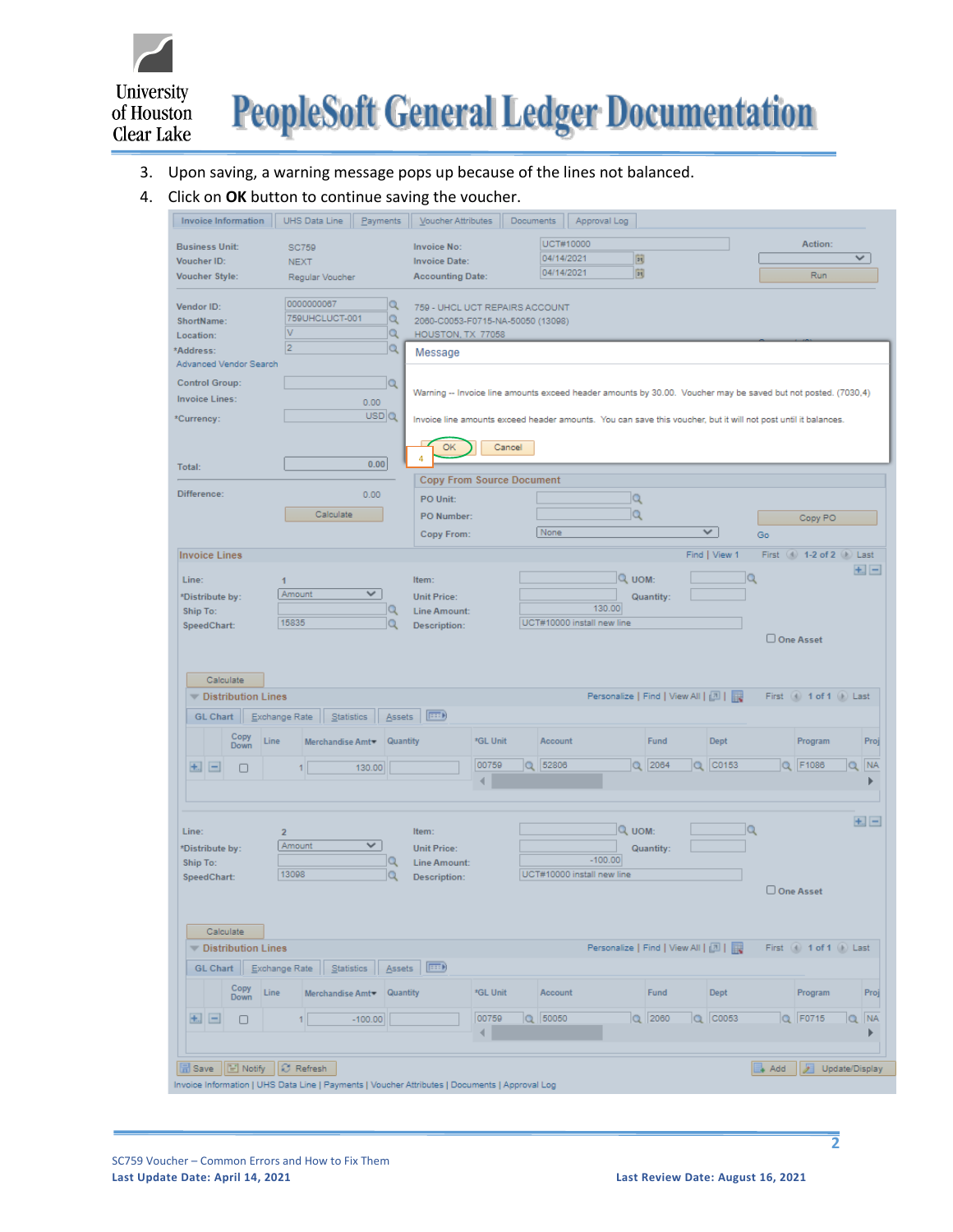3. Upon saving, a warning message pops up because of the lines not balanced.
4. Click on **OK** button to continue saving the voucher.

Invoice Information | UHS Data Line | Payments | Voucher Attributes | Documents | Approval Log

Business Unit: SC759
Voucher ID: NEXT
Voucher Style: Regular Voucher

Invoice No: UCT#10000
Invoice Date: 04/14/2021
Accounting Date: 04/14/2021

Action:
Run

Vendor ID: 0000000067
ShortName: 759UHCLUCT-001
Location: V
*Address: 2
Advanced Vendor Search

759 - UHCL UCT REPAIRS ACCOUNT
2060-C0053-F0715-NA-50050 (13098)
HOUSTON, TX 77058

**Message**

Warning -- Invoice line amounts exceed header amounts by 30.00. Voucher may be saved but not posted. (7030,4)

Invoice line amounts exceed header amounts. You can save this voucher, but it will not post until it balances.

OK | Cancel

Control Group:
Invoice Lines: 0.00
*Currency: USD

Total: 0.00
Difference: 0.00
Calculate

Copy From Source Document
PO Unit:
PO Number:
Copy From: None
Copy PO
Go

**Invoice Lines**

Line: 1
*Distribute by: Amount
Ship To:
SpeedChart: 15835
Item:
Unit Price:
Line Amount: 130.00
Description: UCT#10000 install new line
UOM:
Quantity:
One Asset

**Distribution Lines**

| Copy Down | Line | Merchandise Amt | Quantity | *GL Unit | Account | Fund | Dept | Program | Proj |
|---|---|---|---|---|---|---|---|---|---|
| | 1 | 130.00 | | 00759 | 52806 | 2064 | C0153 | F1086 | NA |

Line: 2
*Distribute by: Amount
Ship To:
SpeedChart: 13098
Item:
Unit Price:
Line Amount: -100.00
Description: UCT#10000 install new line
UOM:
Quantity:
One Asset

**Distribution Lines**

| Copy Down | Line | Merchandise Amt | Quantity | *GL Unit | Account | Fund | Dept | Program | Proj |
|---|---|---|---|---|---|---|---|---|---|
| | 1 | -100.00 | | 00759 | 50050 | 2060 | C0053 | F0715 | NA |

Save | Notify | Refresh | Add | Update/Display

Invoice Information | UHS Data Line | Payments | Voucher Attributes | Documents | Approval Log

SC759 Voucher – Common Errors and How to Fix Them
**Last Update Date: April 14, 2021** **Last Review Date: August 16, 2021**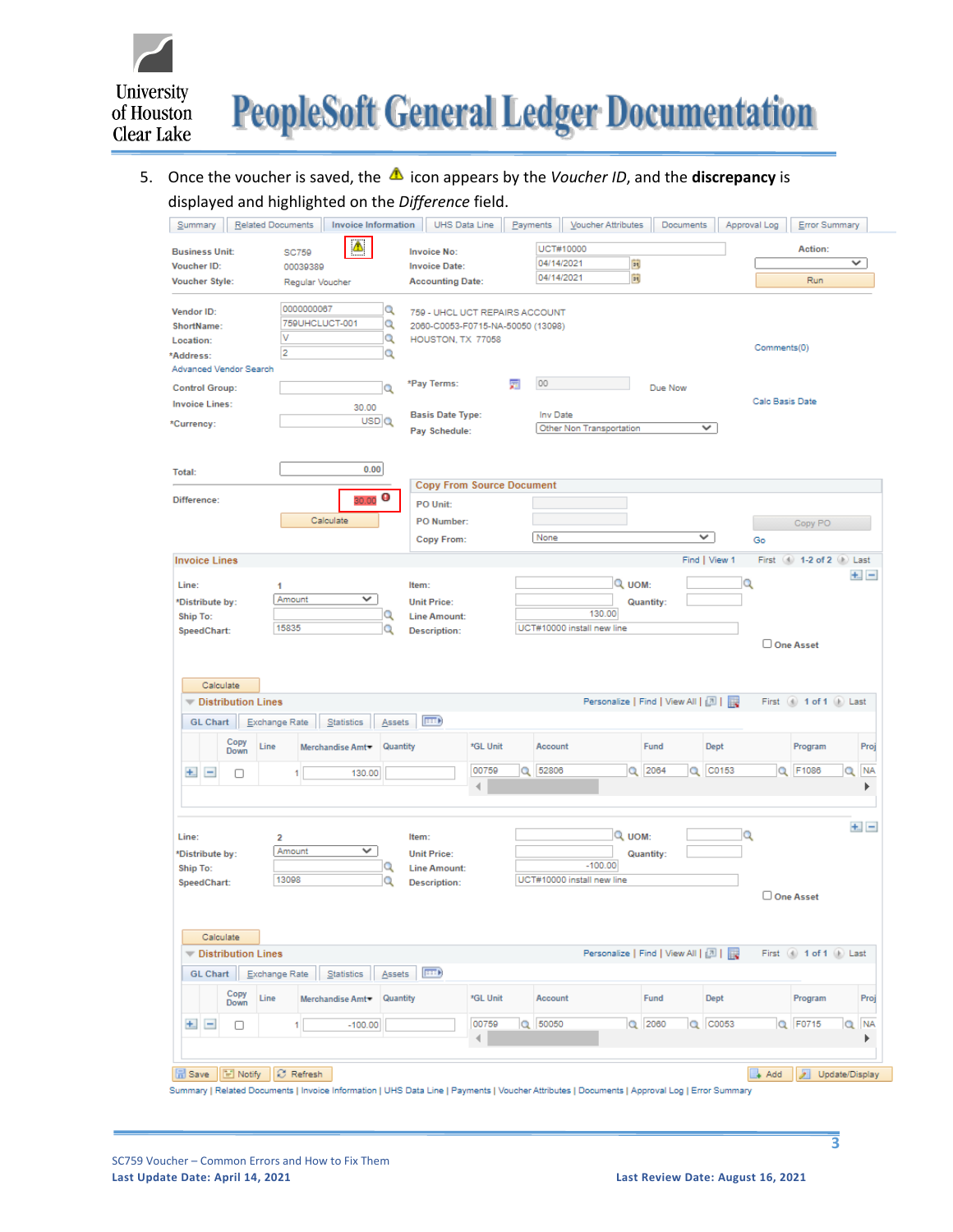5. Once the voucher is saved, the ⚠ icon appears by the *Voucher ID*, and the **discrepancy** is displayed and highlighted on the *Difference* field.

Summary | Related Documents | Invoice Information | UHS Data Line | Payments | Voucher Attributes | Documents | Approval Log | Error Summary

| | | | | |
|---|---|---|---|---|
| Business Unit: | SC759 | Invoice No: | UCT#10000 | Action: |
| Voucher ID: | 00039389 | Invoice Date: | 04/14/2021 | |
| Voucher Style: | Regular Voucher | Accounting Date: | 04/14/2021 | Run |

| | | |
|---|---|---|
| Vendor ID: | 0000000067 | 759 - UHCL UCT REPAIRS ACCOUNT |
| ShortName: | 759UHCLUCT-001 | 2060-C0053-F0715-NA-50050 (13098) |
| Location: | V | HOUSTON, TX 77058 |
| *Address: | 2 | Comments(0) |

Advanced Vendor Search

| | | | | |
|---|---|---|---|---|
| Control Group: | | *Pay Terms: | 00 | Due Now |
| Invoice Lines: | 30.00 | | | Calc Basis Date |
| *Currency: | USD | Basis Date Type: | Inv Date | |
| | | Pay Schedule: | Other Non Transportation | |

Total: 0.00

Difference: 30.00

Calculate

**Copy From Source Document**

PO Unit:
PO Number:
Copy From: None

Copy PO | Go

**Invoice Lines**

Find | View 1 First 1-2 of 2 Last

| | | | | | |
|---|---|---|---|---|---|
| Line: | 1 | Item: | | UOM: | |
| *Distribute by: | Amount | Unit Price: | | Quantity: | |
| Ship To: | | Line Amount: | 130.00 | | |
| SpeedChart: | 15835 | Description: | UCT#10000 install new line | | |

One Asset

Calculate

**Distribution Lines**

Personalize | Find | View All | First 1 of 1 Last

GL Chart | Exchange Rate | Statistics | Assets

| Copy Down | Line | Merchandise Amt | Quantity | *GL Unit | Account | Fund | Dept | Program | Proj |
|---|---|---|---|---|---|---|---|---|---|
| | 1 | 130.00 | | 00759 | 52806 | 2064 | C0153 | F1086 | NA |

| | | | | | |
|---|---|---|---|---|---|
| Line: | 2 | Item: | | UOM: | |
| *Distribute by: | Amount | Unit Price: | | Quantity: | |
| Ship To: | | Line Amount: | -100.00 | | |
| SpeedChart: | 13098 | Description: | UCT#10000 install new line | | |

One Asset

Calculate

**Distribution Lines**

Personalize | Find | View All | First 1 of 1 Last

GL Chart | Exchange Rate | Statistics | Assets

| Copy Down | Line | Merchandise Amt | Quantity | *GL Unit | Account | Fund | Dept | Program | Proj |
|---|---|---|---|---|---|---|---|---|---|
| | 1 | -100.00 | | 00759 | 50050 | 2060 | C0053 | F0715 | NA |

Save | Notify | Refresh | Add | Update/Display

Summary | Related Documents | Invoice Information | UHS Data Line | Payments | Voucher Attributes | Documents | Approval Log | Error Summary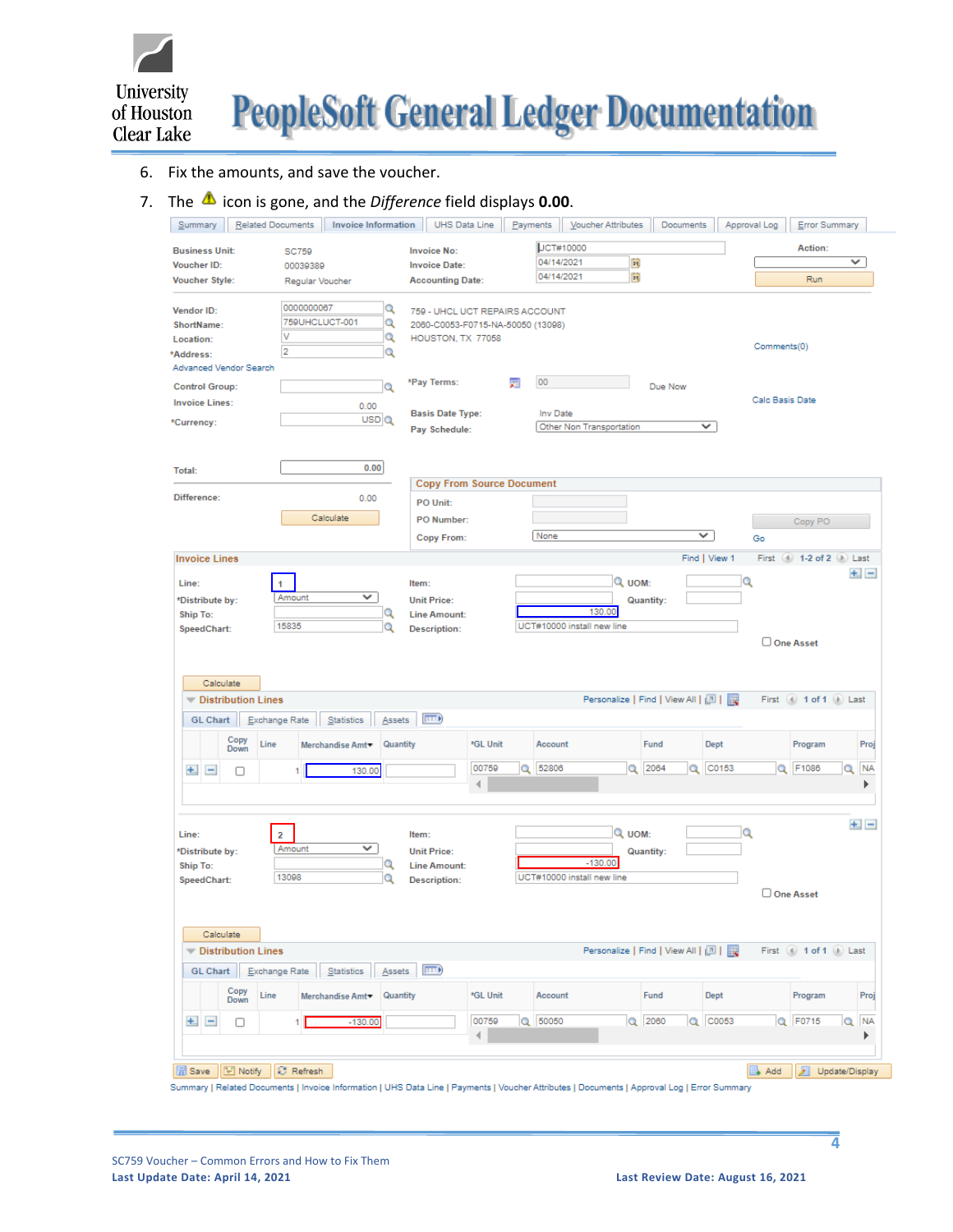6. Fix the amounts, and save the voucher.
7. The ⚠ icon is gone, and the *Difference* field displays **0.00**.

Summary | Related Documents | Invoice Information | UHS Data Line | Payments | Voucher Attributes | Documents | Approval Log | Error Summary

Business Unit: SC759
Voucher ID: 00039389
Voucher Style: Regular Voucher

Invoice No: UCT#10000
Invoice Date: 04/14/2021
Accounting Date: 04/14/2021

Action:
Run

Vendor ID: 0000000067
ShortName: 759UHCLUCT-001
Location: V
*Address: 2
Advanced Vendor Search

759 - UHCL UCT REPAIRS ACCOUNT
2060-C0053-F0715-NA-50050 (13098)
HOUSTON, TX 77058

Comments(0)

Control Group:
Invoice Lines: 0.00
*Currency: USD

*Pay Terms: 00 Due Now
Basis Date Type: Inv Date
Pay Schedule: Other Non Transportation

Calc Basis Date

Total: 0.00
Difference: 0.00
Calculate

Copy From Source Document
PO Unit:
PO Number:
Copy From: None
Copy PO
Go

Invoice Lines — Find | View 1 — First 1-2 of 2 Last

Line: 1
*Distribute by: Amount
Ship To:
SpeedChart: 15835
Item:
Unit Price:
Line Amount: 130.00
Description: UCT#10000 install new line
UOM:
Quantity:
One Asset

Calculate

Distribution Lines — Personalize | Find | View All — First 1 of 1 Last

GL Chart | Exchange Rate | Statistics | Assets

| Copy Down | Line | Merchandise Amt | Quantity | *GL Unit | Account | Fund | Dept | Program | Proj |
|---|---|---|---|---|---|---|---|---|---|
| ☐ | 1 | 130.00 | | 00759 | 52806 | 2064 | C0153 | F1086 | NA |

Line: 2
*Distribute by: Amount
Ship To:
SpeedChart: 13098
Item:
Unit Price:
Line Amount: -130.00
Description: UCT#10000 install new line
UOM:
Quantity:
One Asset

Calculate

Distribution Lines — Personalize | Find | View All — First 1 of 1 Last

GL Chart | Exchange Rate | Statistics | Assets

| Copy Down | Line | Merchandise Amt | Quantity | *GL Unit | Account | Fund | Dept | Program | Proj |
|---|---|---|---|---|---|---|---|---|---|
| ☐ | 1 | -130.00 | | 00759 | 50050 | 2060 | C0053 | F0715 | NA |

Save | Notify | Refresh | Add | Update/Display

Summary | Related Documents | Invoice Information | UHS Data Line | Payments | Voucher Attributes | Documents | Approval Log | Error Summary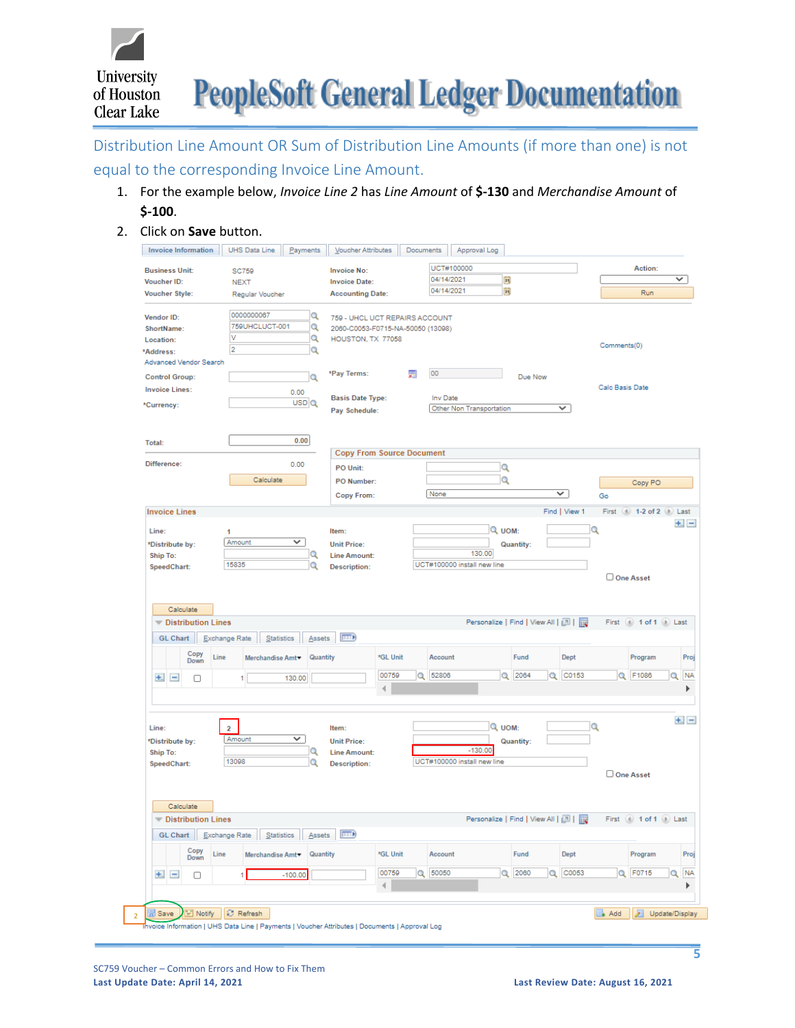## Distribution Line Amount OR Sum of Distribution Line Amounts (if more than one) is not equal to the corresponding Invoice Line Amount.

1. For the example below, *Invoice Line 2* has *Line Amount* of **$-130** and *Merchandise Amount* of **$-100**.
2. Click on **Save** button.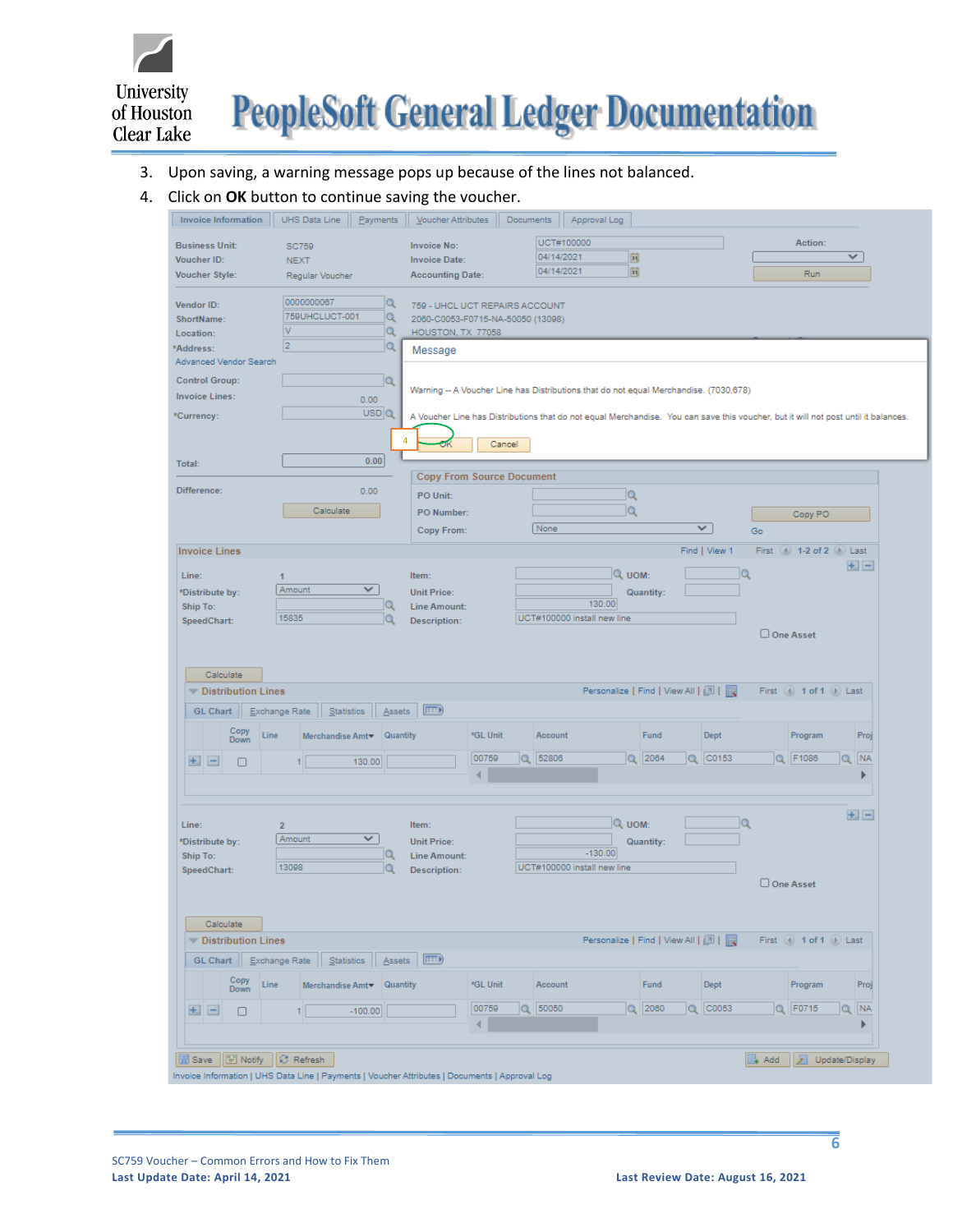3. Upon saving, a warning message pops up because of the lines not balanced.
4. Click on **OK** button to continue saving the voucher.

Invoice Information | UHS Data Line | Payments | Voucher Attributes | Documents | Approval Log

Business Unit: SC759
Voucher ID: NEXT
Voucher Style: Regular Voucher

Invoice No: UCT#100000
Invoice Date: 04/14/2021
Accounting Date: 04/14/2021

Action:
Run

Vendor ID: 0000000067
ShortName: 759UHCLUCT-001
Location: V
*Address: 2
Advanced Vendor Search

759 - UHCL UCT REPAIRS ACCOUNT
2060-C0053-F0715-NA-50050 (13098)
HOUSTON, TX 77058

Message

Warning -- A Voucher Line has Distributions that do not equal Merchandise. (7030,678)

A Voucher Line has Distributions that do not equal Merchandise. You can save this voucher, but it will not post until it balances.

4 OK Cancel

Control Group:
Invoice Lines: 0.00
*Currency: USD

Total: 0.00

Difference: 0.00
Calculate

Copy From Source Document
PO Unit:
PO Number:
Copy From: None
Copy PO
Go

Invoice Lines — Find | View 1 — First 1-2 of 2 Last

Line: 1
*Distribute by: Amount
Ship To:
SpeedChart: 15835

Item:
Unit Price:
Line Amount: 130.00
Description: UCT#100000 install new line
UOM:
Quantity:
One Asset

Calculate

Distribution Lines — Personalize | Find | View All — First 1 of 1 Last

GL Chart | Exchange Rate | Statistics | Assets

| Copy Down | Line | Merchandise Amt | Quantity | *GL Unit | Account | Fund | Dept | Program | Proj |
|---|---|---|---|---|---|---|---|---|---|
| | 1 | 130.00 | | 00759 | 52806 | 2064 | C0153 | F1086 | NA |

Line: 2
*Distribute by: Amount
Ship To:
SpeedChart: 13098

Item:
Unit Price:
Line Amount: -130.00
Description: UCT#100000 install new line
UOM:
Quantity:
One Asset

Calculate

Distribution Lines — Personalize | Find | View All — First 1 of 1 Last

GL Chart | Exchange Rate | Statistics | Assets

| Copy Down | Line | Merchandise Amt | Quantity | *GL Unit | Account | Fund | Dept | Program | Proj |
|---|---|---|---|---|---|---|---|---|---|
| | 1 | -100.00 | | 00759 | 50050 | 2060 | C0053 | F0715 | NA |

Save | Notify | Refresh | Add | Update/Display

Invoice Information | UHS Data Line | Payments | Voucher Attributes | Documents | Approval Log

SC759 Voucher – Common Errors and How to Fix Them
**Last Update Date: April 14, 2021** **Last Review Date: August 16, 2021**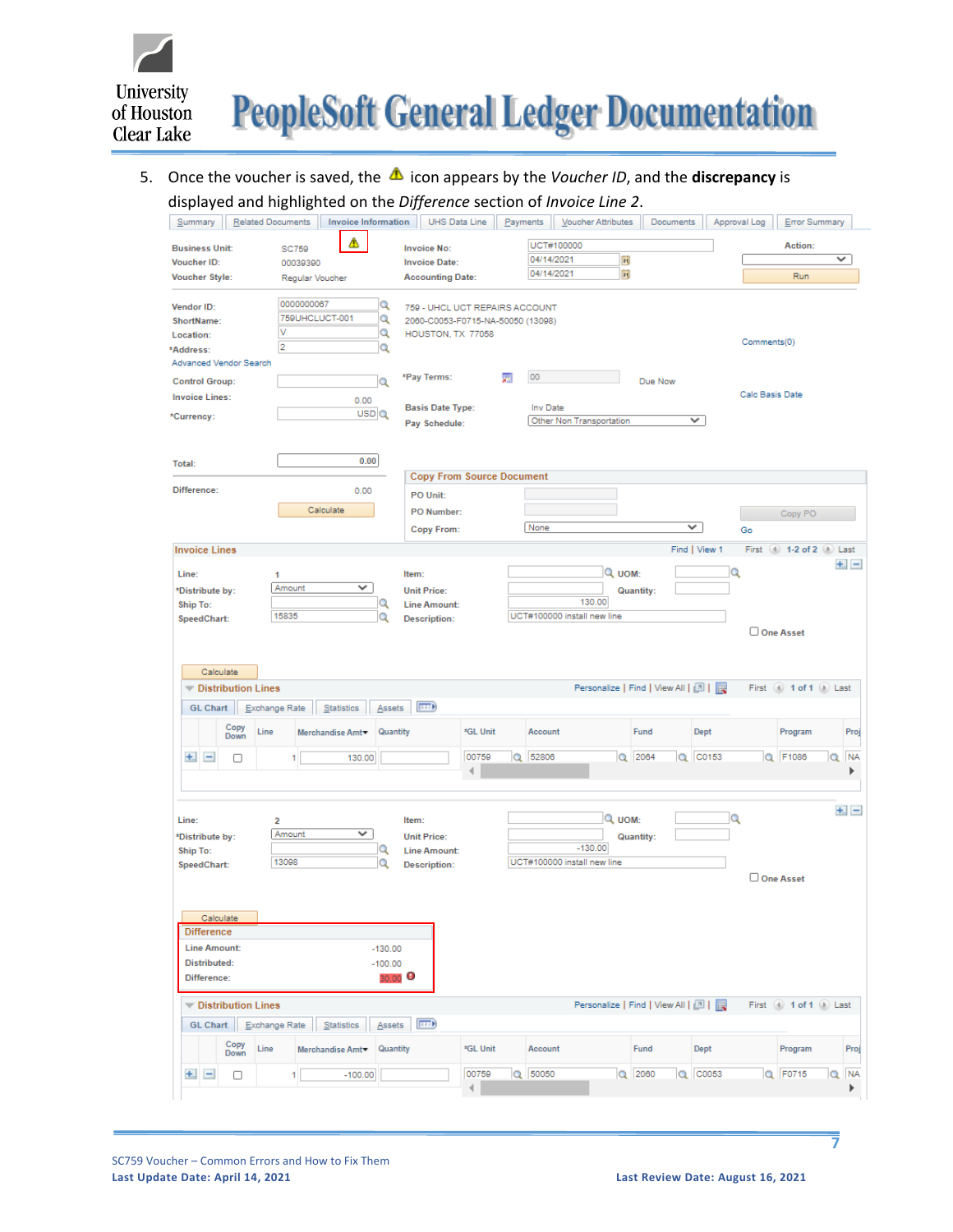5. Once the voucher is saved, the ⚠ icon appears by the *Voucher ID*, and the **discrepancy** is displayed and highlighted on the *Difference* section of *Invoice Line 2*.

Summary | Related Documents | Invoice Information | UHS Data Line | Payments | Voucher Attributes | Documents | Approval Log | Error Summary

Business Unit: SC759 ⚠
Voucher ID: 00039390
Voucher Style: Regular Voucher

Invoice No: UCT#100000
Invoice Date: 04/14/2021
Accounting Date: 04/14/2021

Action:
Run

Vendor ID: 0000000067
ShortName: 759UHCLUCT-001
Location: V
*Address: 2
Advanced Vendor Search

759 - UHCL UCT REPAIRS ACCOUNT
2060-C0053-F0715-NA-50050 (13098)
HOUSTON, TX 77058

Comments(0)

Control Group:
Invoice Lines: 0.00
*Currency: USD

*Pay Terms: 00 Due Now
Basis Date Type: Inv Date
Pay Schedule: Other Non Transportation

Calc Basis Date

Total: 0.00
Difference: 0.00
Calculate

Copy From Source Document
PO Unit:
PO Number:
Copy From: None
Copy PO
Go

Invoice Lines — Find | View 1 — First 1-2 of 2 Last

Line: 1
*Distribute by: Amount
Ship To:
SpeedChart: 15835
Item:
Unit Price:
Line Amount: 130.00
Description: UCT#100000 install new line
UOM:
Quantity:
One Asset

Calculate

Distribution Lines — Personalize | Find | View All — First 1 of 1 Last

GL Chart | Exchange Rate | Statistics | Assets

| Copy Down | Line | Merchandise Amt | Quantity | *GL Unit | Account | Fund | Dept | Program | Proj |
|---|---|---|---|---|---|---|---|---|---|
| ☐ | 1 | 130.00 | | 00759 | 52806 | 2064 | C0153 | F1086 | NA |

Line: 2
*Distribute by: Amount
Ship To:
SpeedChart: 13098
Item:
Unit Price:
Line Amount: -130.00
Description: UCT#100000 install new line
UOM:
Quantity:
One Asset

Calculate

Difference
Line Amount: -130.00
Distributed: -100.00
Difference: 30.00

Distribution Lines — Personalize | Find | View All — First 1 of 1 Last

GL Chart | Exchange Rate | Statistics | Assets

| Copy Down | Line | Merchandise Amt | Quantity | *GL Unit | Account | Fund | Dept | Program | Proj |
|---|---|---|---|---|---|---|---|---|---|
| ☐ | 1 | -100.00 | | 00759 | 50050 | 2060 | C0053 | F0715 | NA |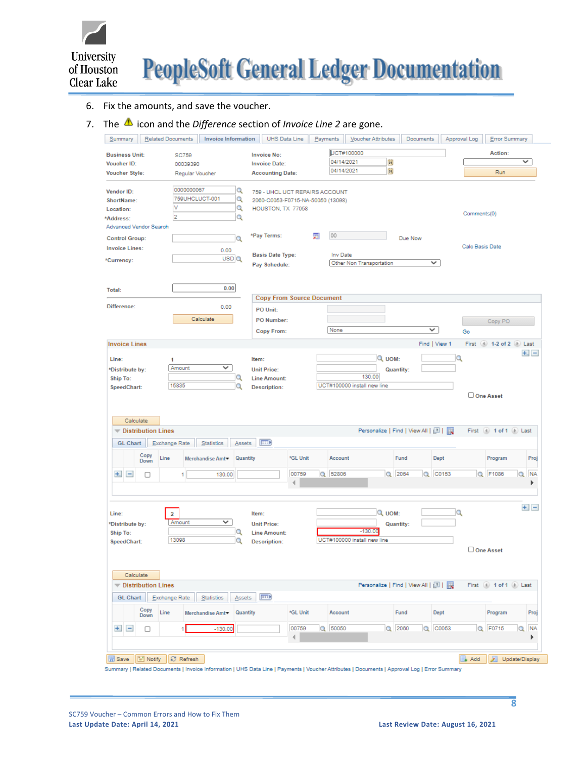6. Fix the amounts, and save the voucher.
7. The ⚠ icon and the *Difference* section of *Invoice Line 2* are gone.

Summary | Related Documents | Invoice Information | UHS Data Line | Payments | Voucher Attributes | Documents | Approval Log | Error Summary

Business Unit: SC759
Voucher ID: 00039390
Voucher Style: Regular Voucher

Invoice No: UCT#100000
Invoice Date: 04/14/2021
Accounting Date: 04/14/2021

Action:
Run

Vendor ID: 0000000067
ShortName: 759UHCLUCT-001
Location: V
*Address: 2
Advanced Vendor Search

759 - UHCL UCT REPAIRS ACCOUNT
2060-C0053-F0715-NA-50050 (13098)
HOUSTON, TX 77058

Comments(0)

Control Group:
Invoice Lines: 0.00
*Currency: USD

*Pay Terms: 00 Due Now
Basis Date Type: Inv Date
Pay Schedule: Other Non Transportation

Calc Basis Date

Total: 0.00

Difference: 0.00

Calculate

**Copy From Source Document**

PO Unit:
PO Number:
Copy From: None

Copy PO
Go

**Invoice Lines** Find | View 1 First 1-2 of 2 Last

Line: 1
*Distribute by: Amount
Ship To:
SpeedChart: 15835

Item:
Unit Price:
Line Amount: 130.00
Description: UCT#100000 install new line

UOM:
Quantity:

One Asset

Calculate

**Distribution Lines** Personalize | Find | View All | First 1 of 1 Last

GL Chart | Exchange Rate | Statistics | Assets

| Copy Down | Line | Merchandise Amt | Quantity | *GL Unit | Account | Fund | Dept | Program | Proj |
|---|---|---|---|---|---|---|---|---|---|
| ☐ | 1 | 130.00 | | 00759 | 52806 | 2064 | C0153 | F1086 | NA |

Line: 2
*Distribute by: Amount
Ship To:
SpeedChart: 13098

Item:
Unit Price:
Line Amount: -130.00
Description: UCT#100000 install new line

UOM:
Quantity:

One Asset

Calculate

**Distribution Lines** Personalize | Find | View All | First 1 of 1 Last

GL Chart | Exchange Rate | Statistics | Assets

| Copy Down | Line | Merchandise Amt | Quantity | *GL Unit | Account | Fund | Dept | Program | Proj |
|---|---|---|---|---|---|---|---|---|---|
| ☐ | 1 | -130.00 | | 00759 | 50050 | 2060 | C0053 | F0715 | NA |

Save | Notify | Refresh | Add | Update/Display

Summary | Related Documents | Invoice Information | UHS Data Line | Payments | Voucher Attributes | Documents | Approval Log | Error Summary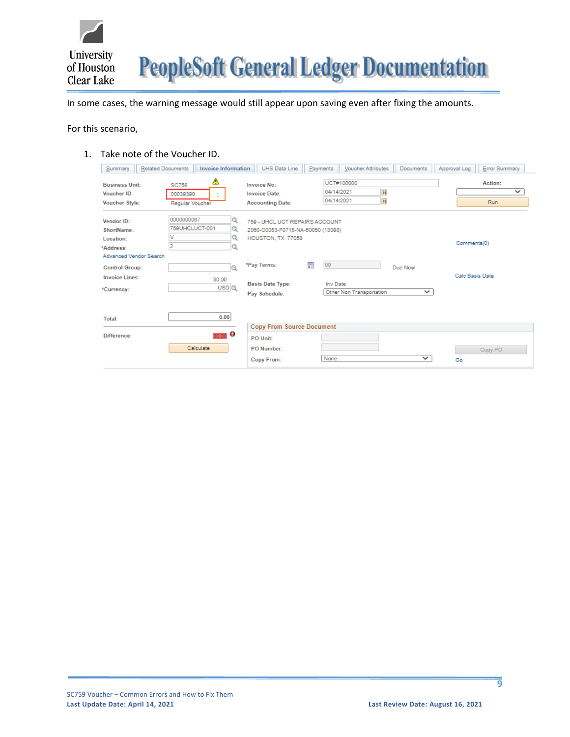In some cases, the warning message would still appear upon saving even after fixing the amounts.

For this scenario,

1. Take note of the Voucher ID.

Summary | Related Documents | Invoice Information | UHS Data Line | Payments | Voucher Attributes | Documents | Approval Log | Error Summary

Business Unit: SC759
Voucher ID: 00039390 1
Voucher Style: Regular Voucher

Invoice No: UCT#100000
Invoice Date: 04/14/2021
Accounting Date: 04/14/2021

Action:
Run

Vendor ID: 0000000067
ShortName: 759UHCLUCT-001
Location: V
*Address: 2
Advanced Vendor Search

759 - UHCL UCT REPAIRS ACCOUNT
2060-C0053-F0715-NA-50050 (13098)
HOUSTON, TX 77058

Comments(0)

Control Group:
Invoice Lines: 30.00
*Currency: USD

*Pay Terms: 00 Due Now
Basis Date Type: Inv Date
Pay Schedule: Other Non Transportation

Calc Basis Date

Total: 0.00
Difference: 30.00
Calculate

Copy From Source Document
PO Unit:
PO Number:
Copy From: None
Copy PO
Go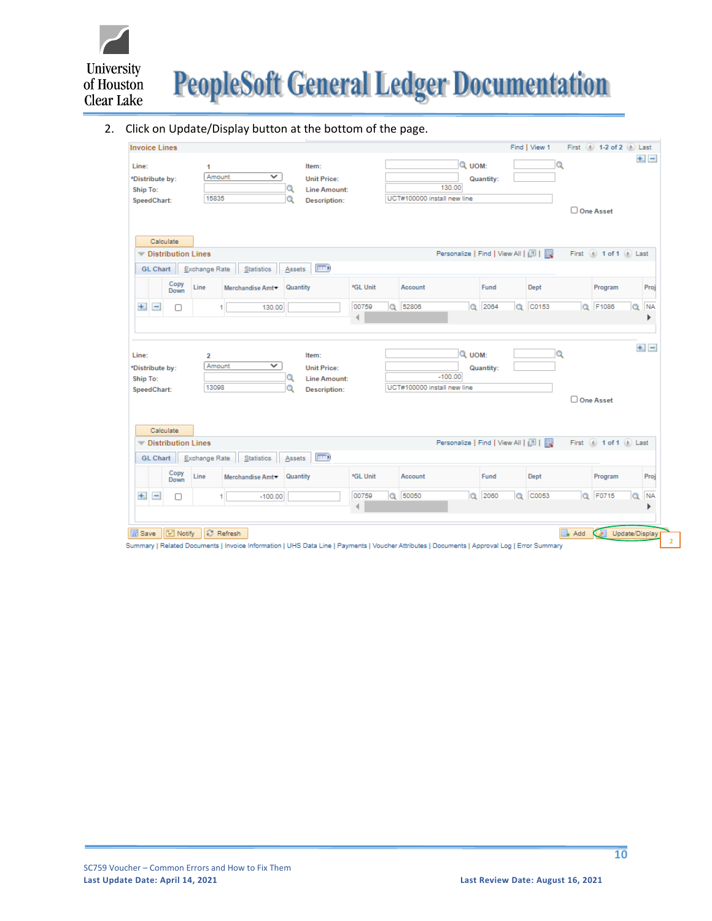2. Click on Update/Display button at the bottom of the page.

**Invoice Lines**

Find | View 1    First  1-2 of 2  Last

Line: 1
*Distribute by: Amount
Ship To:
SpeedChart: 15835
Item:
UOM:
Unit Price:
Quantity:
Line Amount: 130.00
Description: UCT#100000 install new line
One Asset

Calculate

**Distribution Lines**

Personalize | Find | View All |    First  1 of 1  Last

GL Chart | Exchange Rate | Statistics | Assets

| Copy Down | Line | Merchandise Amt | Quantity | *GL Unit | Account | Fund | Dept | Program | Proj |
|---|---|---|---|---|---|---|---|---|---|
| ☐ | 1 | 130.00 | | 00759 | 52806 | 2064 | C0153 | F1086 | NA |

Line: 2
*Distribute by: Amount
Ship To:
SpeedChart: 13098
Item:
UOM:
Unit Price:
Quantity:
Line Amount: -100.00
Description: UCT#100000 install new line
One Asset

Calculate

**Distribution Lines**

Personalize | Find | View All |    First  1 of 1  Last

GL Chart | Exchange Rate | Statistics | Assets

| Copy Down | Line | Merchandise Amt | Quantity | *GL Unit | Account | Fund | Dept | Program | Proj |
|---|---|---|---|---|---|---|---|---|---|
| ☐ | 1 | -100.00 | | 00759 | 50050 | 2060 | C0053 | F0715 | NA |

Save | Notify | Refresh    Add | Update/Display (2)

Summary | Related Documents | Invoice Information | UHS Data Line | Payments | Voucher Attributes | Documents | Approval Log | Error Summary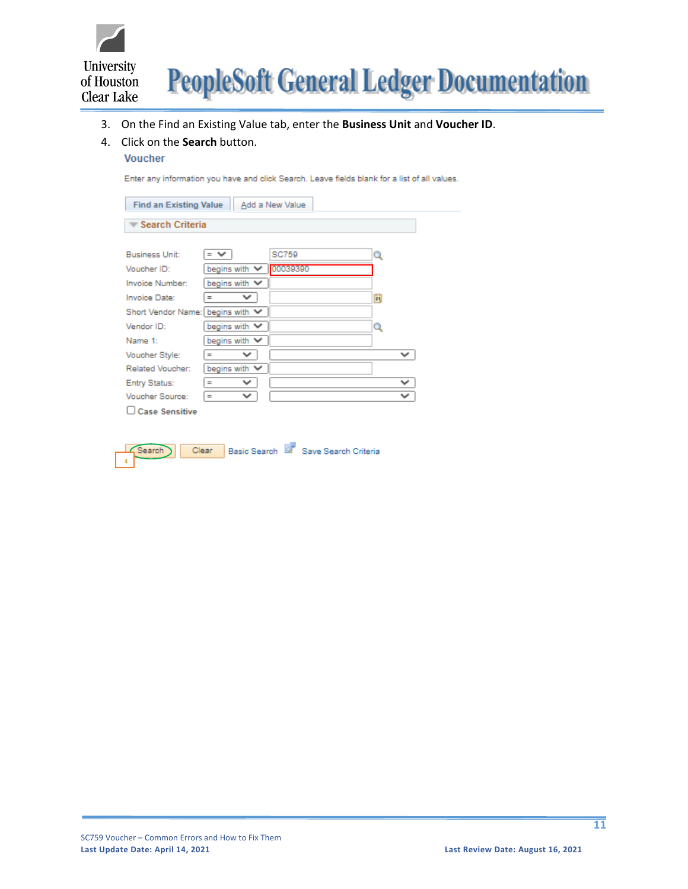3. On the Find an Existing Value tab, enter the **Business Unit** and **Voucher ID**.
4. Click on the **Search** button.

Voucher

Enter any information you have and click Search. Leave fields blank for a list of all values.

Find an Existing Value | Add a New Value

Search Criteria

| | | |
|---|---|---|
| Business Unit: | = | SC759 |
| Voucher ID: | begins with | 00039390 |
| Invoice Number: | begins with | |
| Invoice Date: | = | |
| Short Vendor Name: | begins with | |
| Vendor ID: | begins with | |
| Name 1: | begins with | |
| Voucher Style: | = | |
| Related Voucher: | begins with | |
| Entry Status: | = | |
| Voucher Source: | = | |

Case Sensitive

Search | Clear | Basic Search | Save Search Criteria

4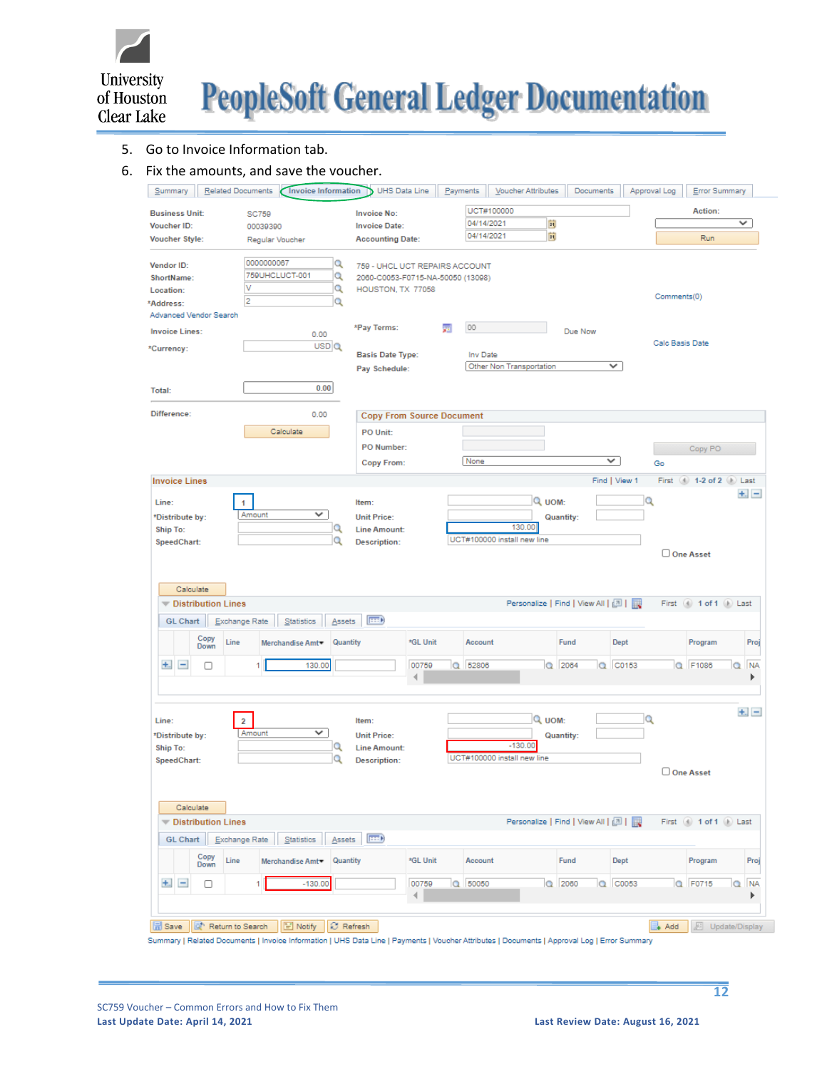5. Go to Invoice Information tab.
6. Fix the amounts, and save the voucher.